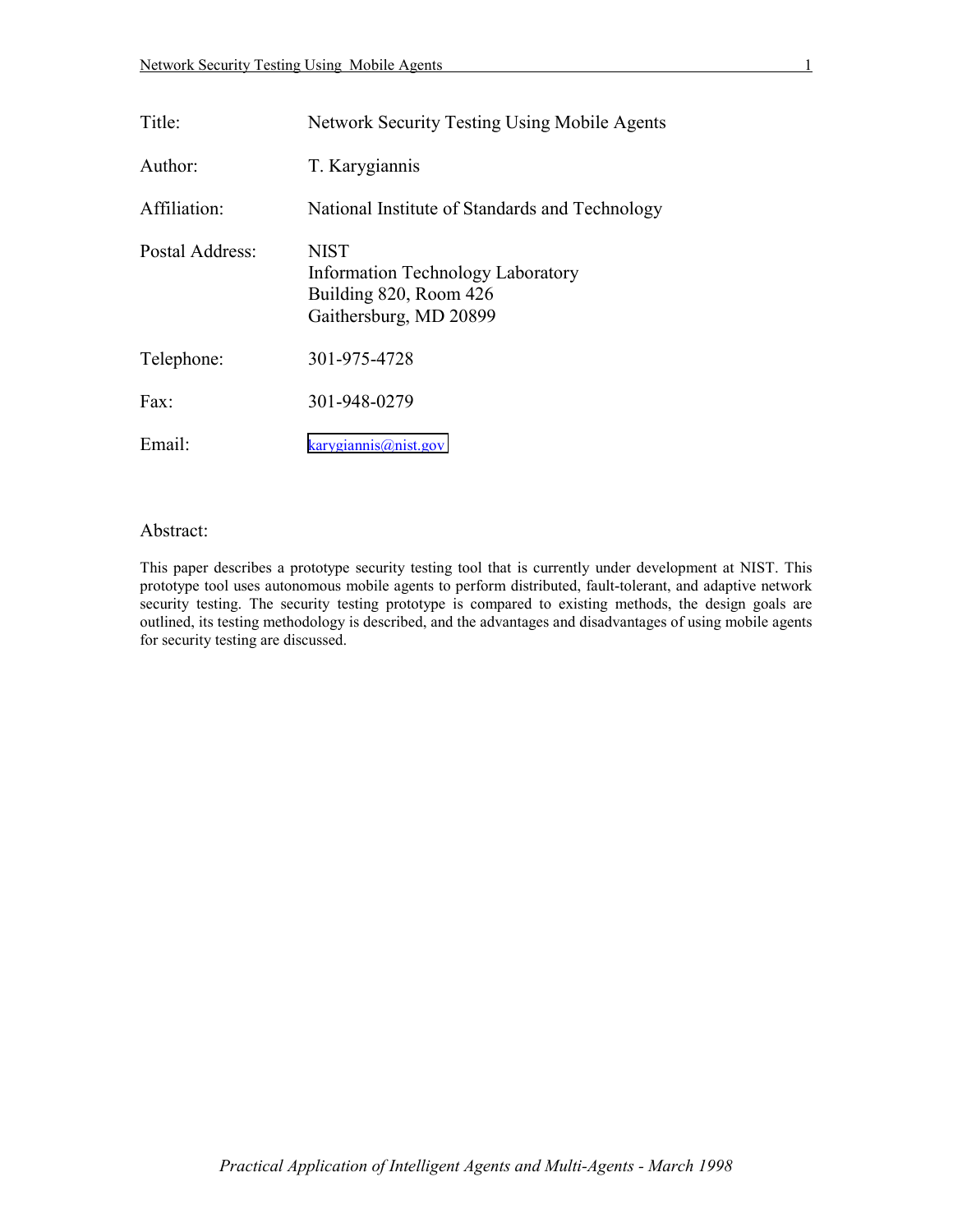| | |
|---|---|
| Title: | Network Security Testing Using Mobile Agents |
| Author: | T. Karygiannis |
| Affiliation: | National Institute of Standards and Technology |
| Postal Address: | NIST<br>Information Technology Laboratory<br>Building 820, Room 426<br>Gaithersburg, MD 20899 |
| Telephone: | 301-975-4728 |
| Fax: | 301-948-0279 |
| Email: | karygiannis@nist.gov |

## Abstract:

This paper describes a prototype security testing tool that is currently under development at NIST. This prototype tool uses autonomous mobile agents to perform distributed, fault-tolerant, and adaptive network security testing. The security testing prototype is compared to existing methods, the design goals are outlined, its testing methodology is described, and the advantages and disadvantages of using mobile agents for security testing are discussed.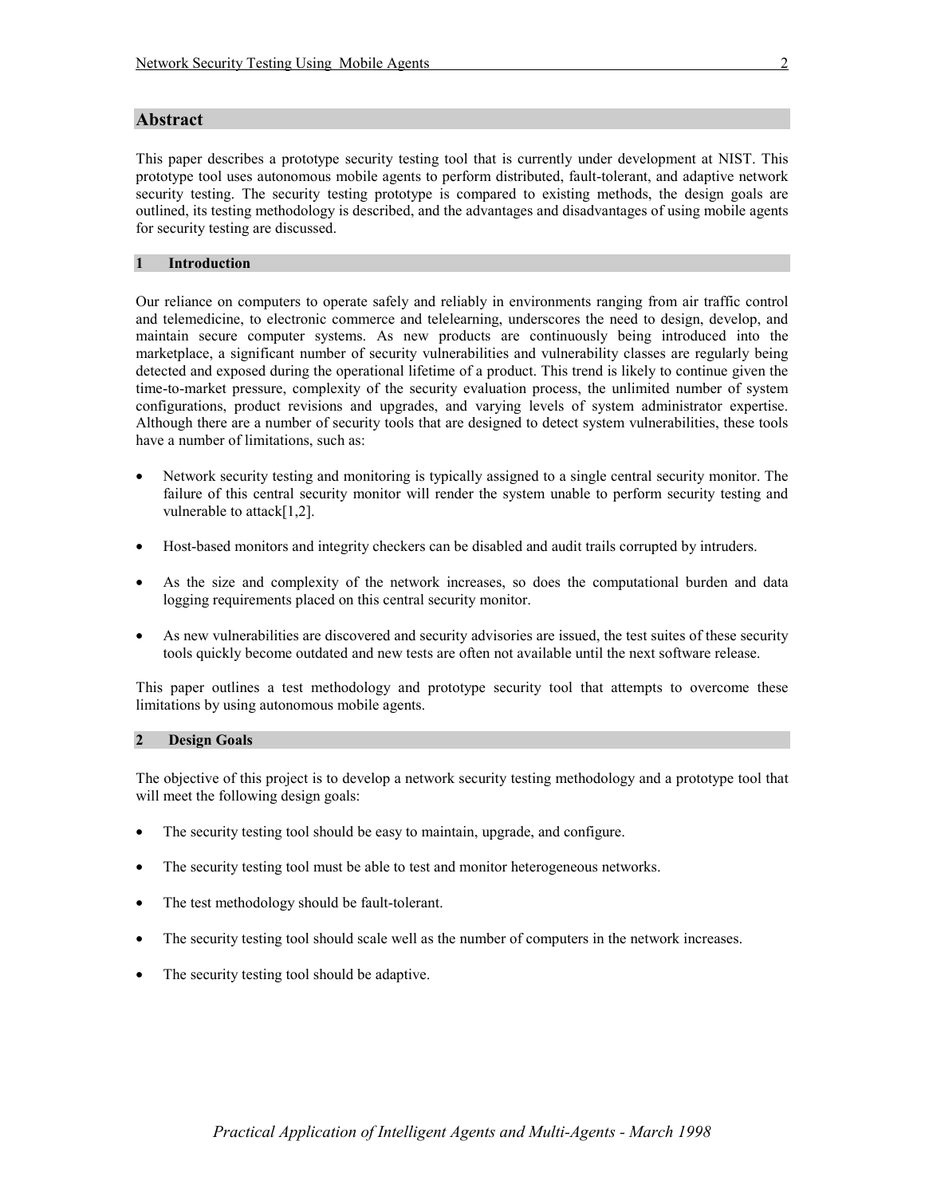## Abstract

This paper describes a prototype security testing tool that is currently under development at NIST. This prototype tool uses autonomous mobile agents to perform distributed, fault-tolerant, and adaptive network security testing. The security testing prototype is compared to existing methods, the design goals are outlined, its testing methodology is described, and the advantages and disadvantages of using mobile agents for security testing are discussed.

### 1 Introduction

Our reliance on computers to operate safely and reliably in environments ranging from air traffic control and telemedicine, to electronic commerce and telelearning, underscores the need to design, develop, and maintain secure computer systems. As new products are continuously being introduced into the marketplace, a significant number of security vulnerabilities and vulnerability classes are regularly being detected and exposed during the operational lifetime of a product. This trend is likely to continue given the time-to-market pressure, complexity of the security evaluation process, the unlimited number of system configurations, product revisions and upgrades, and varying levels of system administrator expertise. Although there are a number of security tools that are designed to detect system vulnerabilities, these tools have a number of limitations, such as:

- Network security testing and monitoring is typically assigned to a single central security monitor. The failure of this central security monitor will render the system unable to perform security testing and vulnerable to attack[1,2].
- Host-based monitors and integrity checkers can be disabled and audit trails corrupted by intruders.
- As the size and complexity of the network increases, so does the computational burden and data logging requirements placed on this central security monitor.
- As new vulnerabilities are discovered and security advisories are issued, the test suites of these security tools quickly become outdated and new tests are often not available until the next software release.

This paper outlines a test methodology and prototype security tool that attempts to overcome these limitations by using autonomous mobile agents.

### 2 Design Goals

The objective of this project is to develop a network security testing methodology and a prototype tool that will meet the following design goals:

- The security testing tool should be easy to maintain, upgrade, and configure.
- The security testing tool must be able to test and monitor heterogeneous networks.
- The test methodology should be fault-tolerant.
- The security testing tool should scale well as the number of computers in the network increases.
- The security testing tool should be adaptive.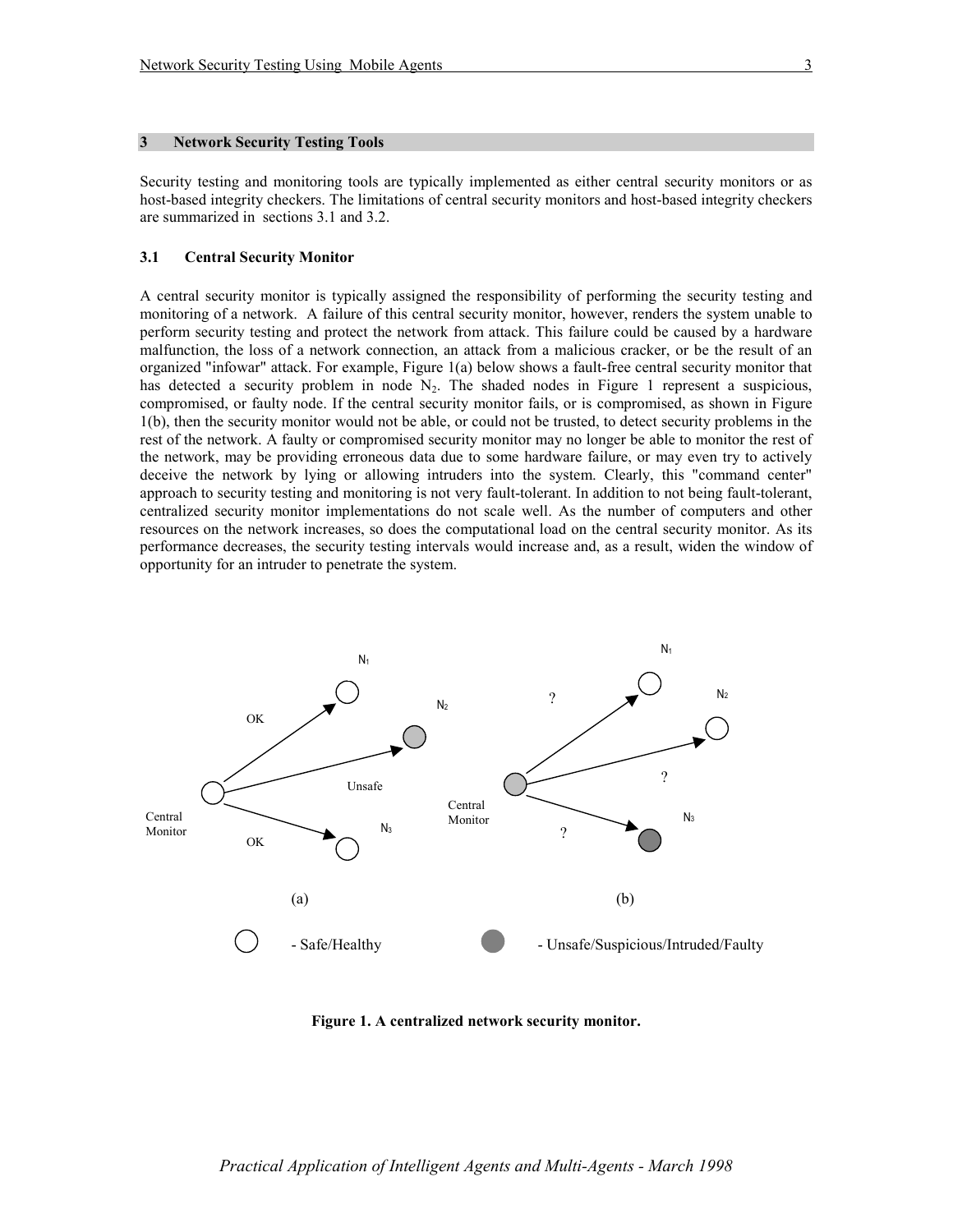## 3 Network Security Testing Tools

Security testing and monitoring tools are typically implemented as either central security monitors or as host-based integrity checkers. The limitations of central security monitors and host-based integrity checkers are summarized in sections 3.1 and 3.2.

### 3.1 Central Security Monitor

A central security monitor is typically assigned the responsibility of performing the security testing and monitoring of a network. A failure of this central security monitor, however, renders the system unable to perform security testing and protect the network from attack. This failure could be caused by a hardware malfunction, the loss of a network connection, an attack from a malicious cracker, or be the result of an organized "infowar" attack. For example, Figure 1(a) below shows a fault-free central security monitor that has detected a security problem in node $N_2$. The shaded nodes in Figure 1 represent a suspicious, compromised, or faulty node. If the central security monitor fails, or is compromised, as shown in Figure 1(b), then the security monitor would not be able, or could not be trusted, to detect security problems in the rest of the network. A faulty or compromised security monitor may no longer be able to monitor the rest of the network, may be providing erroneous data due to some hardware failure, or may even try to actively deceive the network by lying or allowing intruders into the system. Clearly, this "command center" approach to security testing and monitoring is not very fault-tolerant. In addition to not being fault-tolerant, centralized security monitor implementations do not scale well. As the number of computers and other resources on the network increases, so does the computational load on the central security monitor. As its performance decreases, the security testing intervals would increase and, as a result, widen the window of opportunity for an intruder to penetrate the system.

**Figure 1. A centralized network security monitor.**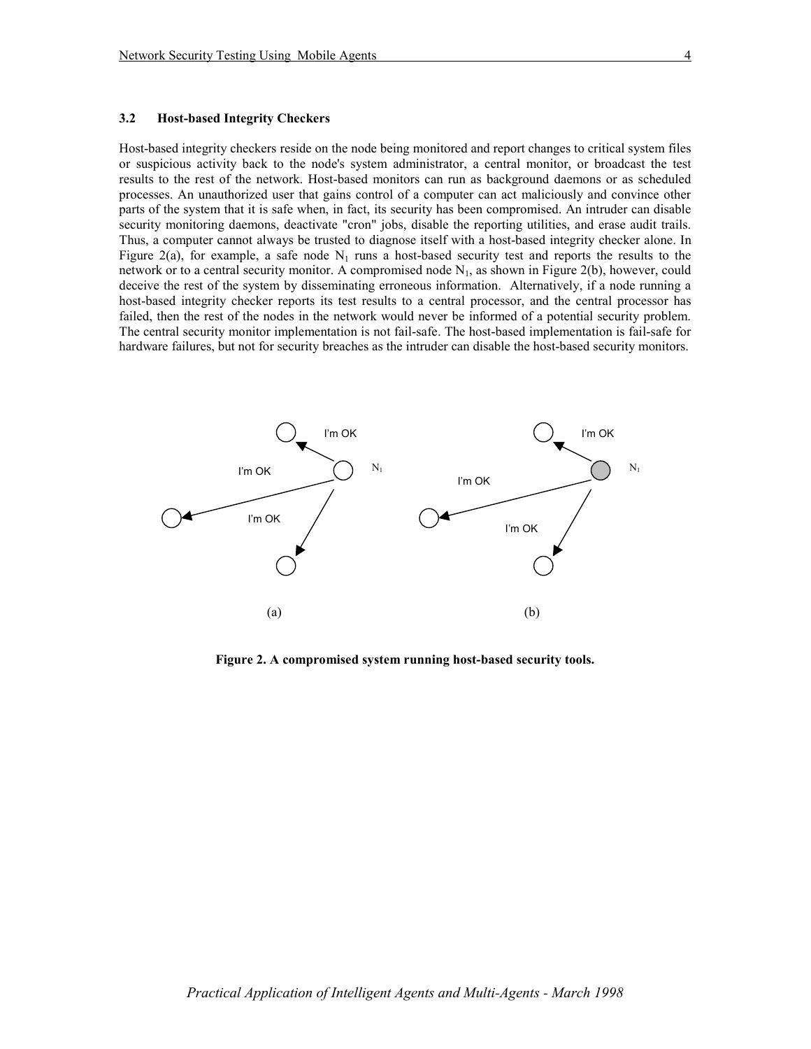### 3.2 Host-based Integrity Checkers

Host-based integrity checkers reside on the node being monitored and report changes to critical system files or suspicious activity back to the node's system administrator, a central monitor, or broadcast the test results to the rest of the network. Host-based monitors can run as background daemons or as scheduled processes. An unauthorized user that gains control of a computer can act maliciously and convince other parts of the system that it is safe when, in fact, its security has been compromised. An intruder can disable security monitoring daemons, deactivate "cron" jobs, disable the reporting utilities, and erase audit trails. Thus, a computer cannot always be trusted to diagnose itself with a host-based integrity checker alone. In Figure 2(a), for example, a safe node $N_1$ runs a host-based security test and reports the results to the network or to a central security monitor. A compromised node $N_1$, as shown in Figure 2(b), however, could deceive the rest of the system by disseminating erroneous information. Alternatively, if a node running a host-based integrity checker reports its test results to a central processor, and the central processor has failed, then the rest of the nodes in the network would never be informed of a potential security problem. The central security monitor implementation is not fail-safe. The host-based implementation is fail-safe for hardware failures, but not for security breaches as the intruder can disable the host-based security monitors.

**Figure 2. A compromised system running host-based security tools.**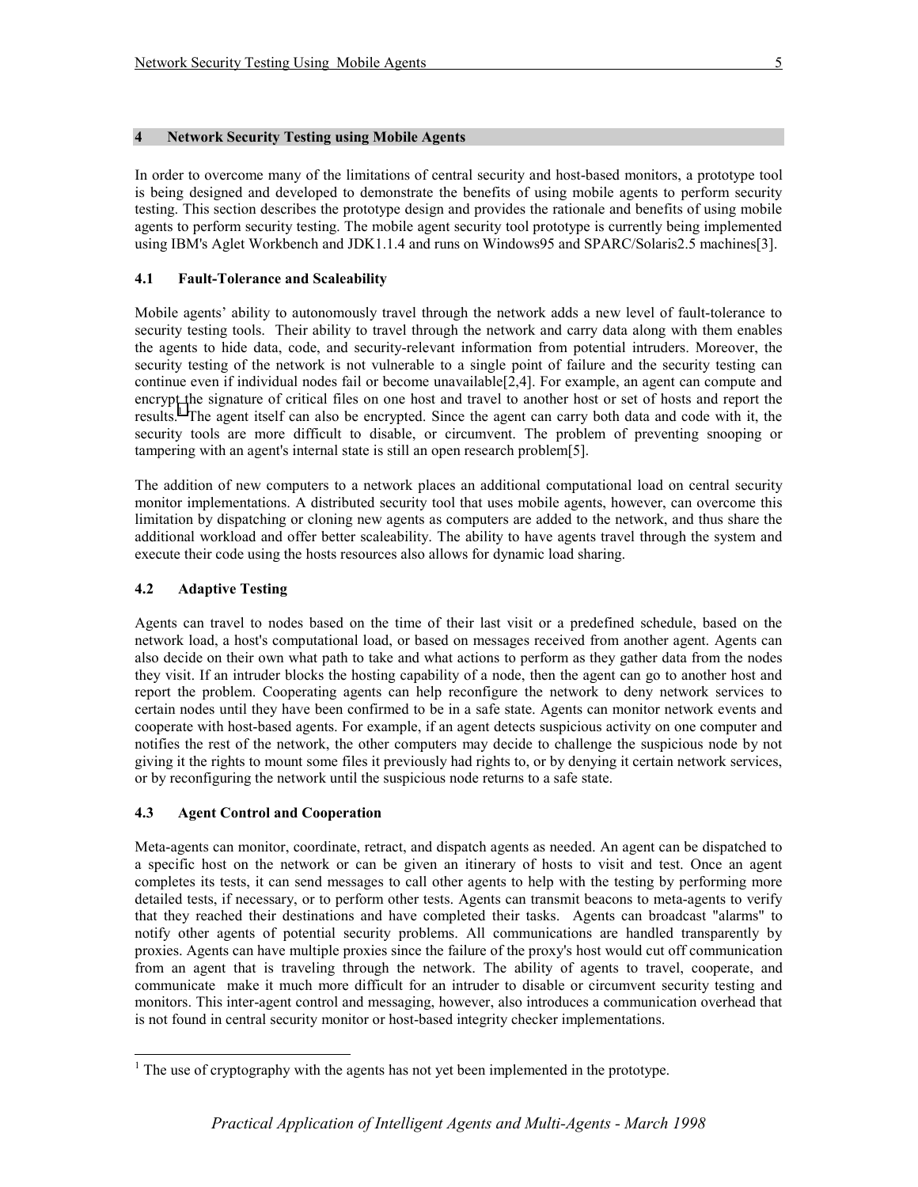## 4 Network Security Testing using Mobile Agents

In order to overcome many of the limitations of central security and host-based monitors, a prototype tool is being designed and developed to demonstrate the benefits of using mobile agents to perform security testing. This section describes the prototype design and provides the rationale and benefits of using mobile agents to perform security testing. The mobile agent security tool prototype is currently being implemented using IBM's Aglet Workbench and JDK1.1.4 and runs on Windows95 and SPARC/Solaris2.5 machines[3].

### 4.1 Fault-Tolerance and Scaleability

Mobile agents' ability to autonomously travel through the network adds a new level of fault-tolerance to security testing tools. Their ability to travel through the network and carry data along with them enables the agents to hide data, code, and security-relevant information from potential intruders. Moreover, the security testing of the network is not vulnerable to a single point of failure and the security testing can continue even if individual nodes fail or become unavailable[2,4]. For example, an agent can compute and encrypt the signature of critical files on one host and travel to another host or set of hosts and report the results.[1] The agent itself can also be encrypted. Since the agent can carry both data and code with it, the security tools are more difficult to disable, or circumvent. The problem of preventing snooping or tampering with an agent's internal state is still an open research problem[5].

The addition of new computers to a network places an additional computational load on central security monitor implementations. A distributed security tool that uses mobile agents, however, can overcome this limitation by dispatching or cloning new agents as computers are added to the network, and thus share the additional workload and offer better scaleability. The ability to have agents travel through the system and execute their code using the hosts resources also allows for dynamic load sharing.

### 4.2 Adaptive Testing

Agents can travel to nodes based on the time of their last visit or a predefined schedule, based on the network load, a host's computational load, or based on messages received from another agent. Agents can also decide on their own what path to take and what actions to perform as they gather data from the nodes they visit. If an intruder blocks the hosting capability of a node, then the agent can go to another host and report the problem. Cooperating agents can help reconfigure the network to deny network services to certain nodes until they have been confirmed to be in a safe state. Agents can monitor network events and cooperate with host-based agents. For example, if an agent detects suspicious activity on one computer and notifies the rest of the network, the other computers may decide to challenge the suspicious node by not giving it the rights to mount some files it previously had rights to, or by denying it certain network services, or by reconfiguring the network until the suspicious node returns to a safe state.

### 4.3 Agent Control and Cooperation

Meta-agents can monitor, coordinate, retract, and dispatch agents as needed. An agent can be dispatched to a specific host on the network or can be given an itinerary of hosts to visit and test. Once an agent completes its tests, it can send messages to call other agents to help with the testing by performing more detailed tests, if necessary, or to perform other tests. Agents can transmit beacons to meta-agents to verify that they reached their destinations and have completed their tasks. Agents can broadcast "alarms" to notify other agents of potential security problems. All communications are handled transparently by proxies. Agents can have multiple proxies since the failure of the proxy's host would cut off communication from an agent that is traveling through the network. The ability of agents to travel, cooperate, and communicate make it much more difficult for an intruder to disable or circumvent security testing and monitors. This inter-agent control and messaging, however, also introduces a communication overhead that is not found in central security monitor or host-based integrity checker implementations.

---

[1] The use of cryptography with the agents has not yet been implemented in the prototype.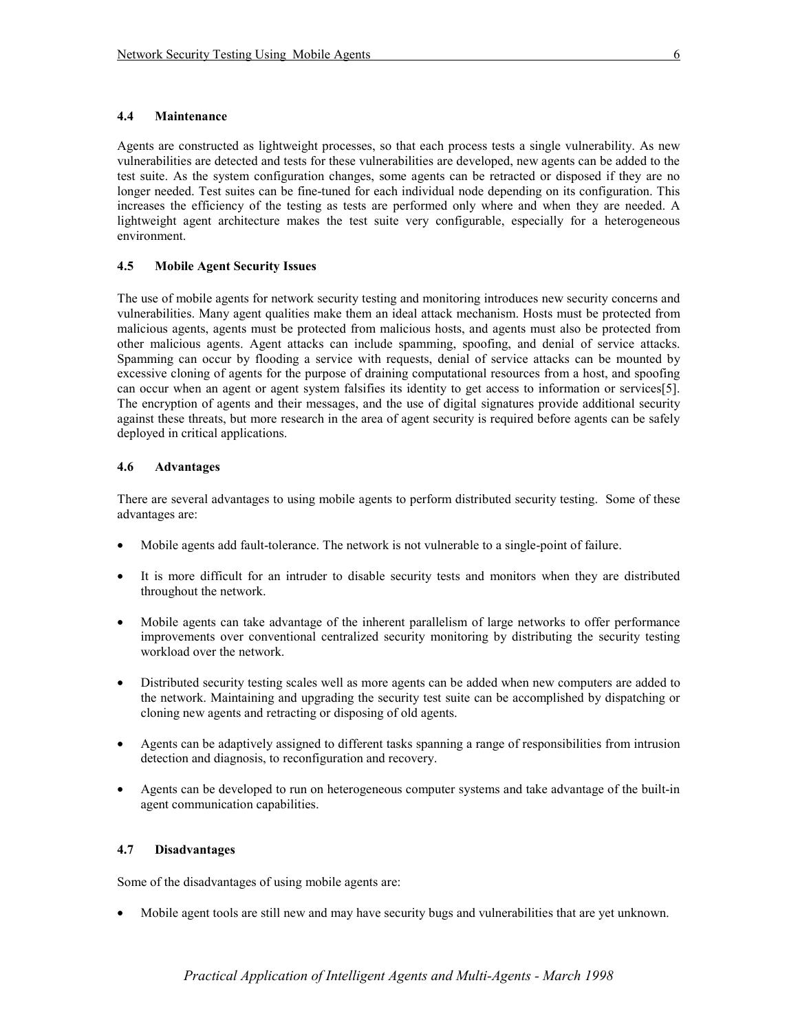### 4.4 Maintenance

Agents are constructed as lightweight processes, so that each process tests a single vulnerability. As new vulnerabilities are detected and tests for these vulnerabilities are developed, new agents can be added to the test suite. As the system configuration changes, some agents can be retracted or disposed if they are no longer needed. Test suites can be fine-tuned for each individual node depending on its configuration. This increases the efficiency of the testing as tests are performed only where and when they are needed. A lightweight agent architecture makes the test suite very configurable, especially for a heterogeneous environment.

### 4.5 Mobile Agent Security Issues

The use of mobile agents for network security testing and monitoring introduces new security concerns and vulnerabilities. Many agent qualities make them an ideal attack mechanism. Hosts must be protected from malicious agents, agents must be protected from malicious hosts, and agents must also be protected from other malicious agents. Agent attacks can include spamming, spoofing, and denial of service attacks. Spamming can occur by flooding a service with requests, denial of service attacks can be mounted by excessive cloning of agents for the purpose of draining computational resources from a host, and spoofing can occur when an agent or agent system falsifies its identity to get access to information or services[5]. The encryption of agents and their messages, and the use of digital signatures provide additional security against these threats, but more research in the area of agent security is required before agents can be safely deployed in critical applications.

### 4.6 Advantages

There are several advantages to using mobile agents to perform distributed security testing. Some of these advantages are:

- Mobile agents add fault-tolerance. The network is not vulnerable to a single-point of failure.
- It is more difficult for an intruder to disable security tests and monitors when they are distributed throughout the network.
- Mobile agents can take advantage of the inherent parallelism of large networks to offer performance improvements over conventional centralized security monitoring by distributing the security testing workload over the network.
- Distributed security testing scales well as more agents can be added when new computers are added to the network. Maintaining and upgrading the security test suite can be accomplished by dispatching or cloning new agents and retracting or disposing of old agents.
- Agents can be adaptively assigned to different tasks spanning a range of responsibilities from intrusion detection and diagnosis, to reconfiguration and recovery.
- Agents can be developed to run on heterogeneous computer systems and take advantage of the built-in agent communication capabilities.

### 4.7 Disadvantages

Some of the disadvantages of using mobile agents are:

- Mobile agent tools are still new and may have security bugs and vulnerabilities that are yet unknown.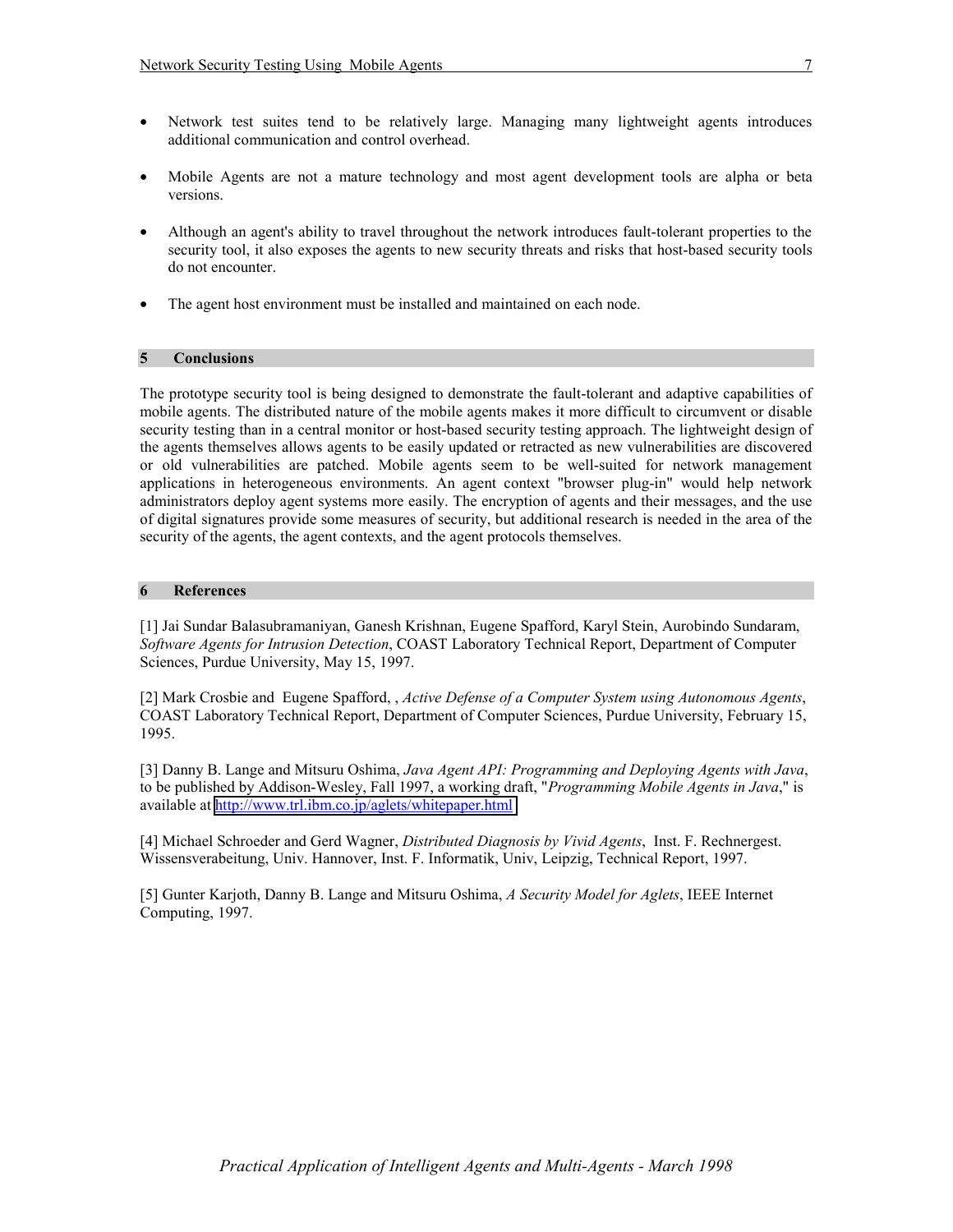- Network test suites tend to be relatively large. Managing many lightweight agents introduces additional communication and control overhead.

- Mobile Agents are not a mature technology and most agent development tools are alpha or beta versions.

- Although an agent's ability to travel throughout the network introduces fault-tolerant properties to the security tool, it also exposes the agents to new security threats and risks that host-based security tools do not encounter.

- The agent host environment must be installed and maintained on each node.

## 5 Conclusions

The prototype security tool is being designed to demonstrate the fault-tolerant and adaptive capabilities of mobile agents. The distributed nature of the mobile agents makes it more difficult to circumvent or disable security testing than in a central monitor or host-based security testing approach. The lightweight design of the agents themselves allows agents to be easily updated or retracted as new vulnerabilities are discovered or old vulnerabilities are patched. Mobile agents seem to be well-suited for network management applications in heterogeneous environments. An agent context "browser plug-in" would help network administrators deploy agent systems more easily. The encryption of agents and their messages, and the use of digital signatures provide some measures of security, but additional research is needed in the area of the security of the agents, the agent contexts, and the agent protocols themselves.

## 6 References

[1] Jai Sundar Balasubramaniyan, Ganesh Krishnan, Eugene Spafford, Karyl Stein, Aurobindo Sundaram, *Software Agents for Intrusion Detection*, COAST Laboratory Technical Report, Department of Computer Sciences, Purdue University, May 15, 1997.

[2] Mark Crosbie and Eugene Spafford, , *Active Defense of a Computer System using Autonomous Agents*, COAST Laboratory Technical Report, Department of Computer Sciences, Purdue University, February 15, 1995.

[3] Danny B. Lange and Mitsuru Oshima, *Java Agent API: Programming and Deploying Agents with Java*, to be published by Addison-Wesley, Fall 1997, a working draft, "*Programming Mobile Agents in Java*," is available at http://www.trl.ibm.co.jp/aglets/whitepaper.html

[4] Michael Schroeder and Gerd Wagner, *Distributed Diagnosis by Vivid Agents*, Inst. F. Rechnergest. Wissensverabeitung, Univ. Hannover, Inst. F. Informatik, Univ, Leipzig, Technical Report, 1997.

[5] Gunter Karjoth, Danny B. Lange and Mitsuru Oshima, *A Security Model for Aglets*, IEEE Internet Computing, 1997.